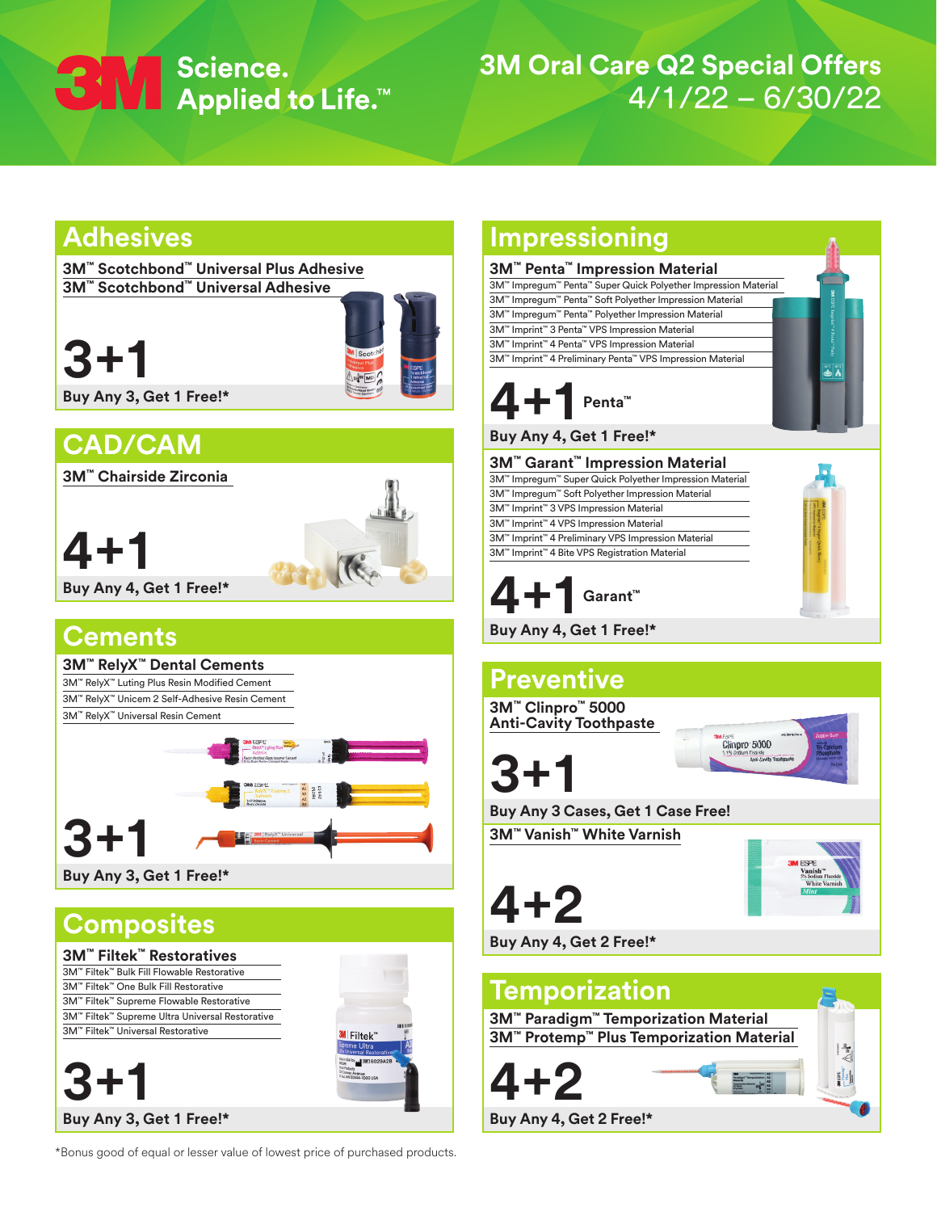# 3M Science. Applied to Life.™

# 3M Oral Care Q2 Special Offers 4/1/22 – 6/30/22

## Adhesives

**3M™ Scotchbond™ Universal Plus Adhesive**
**3M™ Scotchbond™ Universal Adhesive**

**3+1**

**Buy Any 3, Get 1 Free!***

## CAD/CAM

**3M™ Chairside Zirconia**

**4+1**

**Buy Any 4, Get 1 Free!***

## Cements

**3M™ RelyX™ Dental Cements**

- 3M™ RelyX™ Luting Plus Resin Modified Cement
- 3M™ RelyX™ Unicem 2 Self-Adhesive Resin Cement
- 3M™ RelyX™ Universal Resin Cement

**3+1**

**Buy Any 3, Get 1 Free!***

## Composites

**3M™ Filtek™ Restoratives**

- 3M™ Filtek™ Bulk Fill Flowable Restorative
- 3M™ Filtek™ One Bulk Fill Restorative
- 3M™ Filtek™ Supreme Flowable Restorative
- 3M™ Filtek™ Supreme Ultra Universal Restorative
- 3M™ Filtek™ Universal Restorative

**3+1**

**Buy Any 3, Get 1 Free!***

## Impressioning

**3M™ Penta™ Impression Material**

- 3M™ Impregum™ Penta™ Super Quick Polyether Impression Material
- 3M™ Impregum™ Penta™ Soft Polyether Impression Material
- 3M™ Impregum™ Penta™ Polyether Impression Material
- 3M™ Imprint™ 3 Penta™ VPS Impression Material
- 3M™ Imprint™ 4 Penta™ VPS Impression Material
- 3M™ Imprint™ 4 Preliminary Penta™ VPS Impression Material

**4+1** Penta™

**Buy Any 4, Get 1 Free!***

**3M™ Garant™ Impression Material**

- 3M™ Impregum™ Super Quick Polyether Impression Material
- 3M™ Impregum™ Soft Polyether Impression Material
- 3M™ Imprint™ 3 VPS Impression Material
- 3M™ Imprint™ 4 VPS Impression Material
- 3M™ Imprint™ 4 Preliminary VPS Impression Material
- 3M™ Imprint™ 4 Bite VPS Registration Material

**4+1** Garant™

**Buy Any 4, Get 1 Free!***

## Preventive

**3M™ Clinpro™ 5000 Anti-Cavity Toothpaste**

**3+1**

**Buy Any 3 Cases, Get 1 Case Free!**

**3M™ Vanish™ White Varnish**

**4+2**

**Buy Any 4, Get 2 Free!***

## Temporization

**3M™ Paradigm™ Temporization Material**
**3M™ Protemp™ Plus Temporization Material**

**4+2**

**Buy Any 4, Get 2 Free!***

*Bonus good of equal or lesser value of lowest price of purchased products.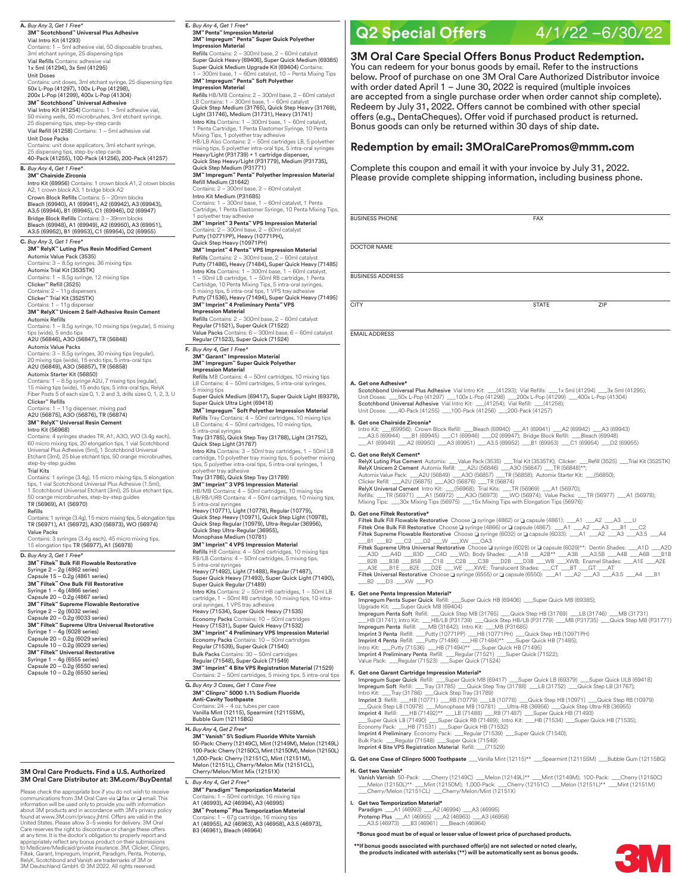**A.** *Buy Any 3, Get 1 Free**

**3M™ Scotchbond™ Universal Plus Adhesive**
Vial Intro Kit (41293)
Contains: 1 – 5ml adhesive vial, 50 disposable brushes, 3ml etchant syringe, 25 dispensing tips
Vial Refills Contains: adhesive vial
1x 5ml (41294), 3x 5ml (41295)
Unit Doses
Contains: unit doses, 3ml etchant syringe, 25 dispensing tips
50x L-Pop (41297), 100x L-Pop (41298), 200x L-Pop (41299), 400x L-Pop (41304)

**3M™ Scotchbond™ Universal Adhesive**
Vial Intro Kit (41254) Contains: 1 – 5ml adhesive vial, 50 mixing wells, 50 microbrushes, 3ml etchant syringe, 25 dispensing tips, step-by-step cards
Vial Refill (41258) Contains: 1 – 5ml adhesive vial
Unit Dose Packs
Contains: unit dose applicators, 3ml etchant syringe, 25 dispensing tips, step-by-step cards
40-Pack (41255), 100-Pack (41256), 200-Pack (41257)

**B.** *Buy Any 4, Get 1 Free**

**3M™ Chairside Zirconia**
Intro Kit (69956) Contains: 1 crown block A1, 2 crown blocks A2, 1 crown block A3, 1 bridge block A2
Crown Block Refills Contains: 5 – 20mm blocks
Bleach (69940), A1 (69941), A2 (69942), A3 (69943), A3.5 (69944), B1 (69945), C1 (69946), D2 (69947)
Bridge Block Refills Contains: 3 – 39mm blocks
Bleach (69948), A1 (69949), A2 (69950), A3 (69951), A3.5 (69952), B1 (69953), C1 (69954), D2 (69955)

**C.** *Buy Any 3, Get 1 Free**

**3M™ RelyX™ Luting Plus Resin Modified Cement**
Automix Value Pack (3535)
Contains: 3 – 8.5g syringes, 36 mixing tips
Automix Trial Kit (3535TK)
Contains: 1 – 8.5g syringe, 12 mixing tips
Clicker™ Refill (3525)
Contains: 2 – 11g dispensers
Clicker™ Trial Kit (3525TK)
Contains: 1 – 11g dispenser

**3M™ RelyX™ Unicem 2 Self-Adhesive Resin Cement**
Automix Refills
Contains: 1 – 8.5g syringe, 10 mixing tips (regular), 5 mixing tips (wide), 5 endo tips
A2U (56846), A3O (56847), TR (56848)
Automix Value Packs
Contains: 3 – 8.5g syringes, 30 mixing tips (regular), 20 mixing tips (wide), 15 endo tips, 5 intra-oral tips
A2U (56849), A3O (56857), TR (56858)
Automix Starter Kit (56850)
Contains: 1 – 8.5g syringe A2U, 7 mixing tips (regular), 15 mixing tips (wide), 15 endo tips, 5 intra-oral tips, RelyX Fiber Posts 5 of each size 0, 1, 2 and 3, drills sizes 0, 1, 2, 3, U
Clicker™ Refills
Contains: 1 – 11g dispenser, mixing pad
A2U (56875), A3O (56876), TR (56874)

**3M™ RelyX™ Universal Resin Cement**
Intro Kit (56968)
Contains: 4 syringes shades TR, A1, A3O, WO (3.4g each), 60 micro mixing tips, 20 elongation tips, 1 vial Scotchbond Universal Plus Adhesive (5ml), 1 Scotchbond Universal Etchant (3ml), 25 blue etchant tips, 50 orange microbrushes, step-by-step guides
Trial Kits
Contains: 1 syringe (3.4g), 15 micro mixing tips, 5 elongation tips, 1 vial Scotchbond Universal Plus Adhesive (1.5ml), 1 Scotchbond Universal Etchant (3ml), 25 blue etchant tips, 50 orange microbrushes, step-by-step guides
TR (56969), A1 (56970)
Refills
Contains: 1 syringe (3.4g), 15 micro mixing tips, 5 elongation tips
TR (56971), A1 (56972), A3O (56973), WO (56974)
Value Packs
Contains: 3 syringes (3.4g each), 45 micro mixing tips, 15 elongation tips TR (56977), A1 (56978)

**D.** *Buy Any 3, Get 1 Free**

**3M™ Filtek™ Bulk Fill Flowable Restorative**
Syringe 2 – 2g (4862 series)
Capsule 15 – 0.2g (4861 series)

**3M™ Filtek™ One Bulk Fill Restorative**
Syringe 1 – 4g (4866 series)
Capsule 20 – 0.2g (4867 series)

**3M™ Filtek™ Supreme Flowable Restorative**
Syringe 2 – 2g (6032 series)
Capsule 20 – 0.2g (6033 series)

**3M™ Filtek™ Supreme Ultra Universal Restorative**
Syringe 1 – 4g (6028 series)
Capsule 20 – 0.2g (6029 series)
Capsule 10 – 0.2g (6029 series)

**3M™ Filtek™ Universal Restorative**
Syringe 1 – 4g (6555 series)
Capsule 20 – 0.2g (6550 series)
Capsule 10 – 0.2g (6550 series)

**E.** *Buy Any 4, Get 1 Free**

**3M™ Penta™ Impression Material**
**3M™ Impregum™ Penta™ Super Quick Polyether Impression Material**
Refills Contains: 2 – 300ml base, 2 – 60ml catalyst
Super Quick Heavy (69406), Super Quick Medium (69385)
Super Quick Medium Upgrade Kit (69404) Contains: 1 – 300ml base, 1 – 60ml catalyst, 10 – Penta Mixing Tips

**3M™ Impregum™ Penta™ Soft Polyether Impression Material**
Refills HB/MB Contains: 2 – 300ml base, 2 – 60ml catalyst
LB Contains: 1 – 300ml base, 1 – 60ml catalyst
Quick Step Medium (31765), Quick Step Heavy (31769), Light (31746), Medium (31731), Heavy (31741)
Intro Kits Contains: 1 – 300ml base, 1 – 60ml catalyst, 1 Penta Cartridge, 1 Penta Elastomer Syringe, 10 Penta Mixing Tips, 1 polyether tray adhesive
HB/LB Also Contains: 2 – 50ml cartridges LB, 5 polyether mixing tips, 5 polyether intra-oral tips, 5 intra-oral syringes
Heavy/Light (P31739) + 1 cartridge dispenser, Quick Step Heavy/Light (P31779), Medium (P31735), Quick Step Medium (P31771)

**3M™ Impregum™ Penta™ Polyether Impression Material**
Refill Medium (31642)
Contains: 2 – 300ml base, 2 – 60ml catalyst
Intro Kit Medium (P31685)
Contains: 1 – 300ml base, 1 – 60ml catalyst, 1 Penta Cartridge, 1 Penta Elastomer Syringe, 10 Penta Mixing Tips, 1 polyether tray adhesive

**3M™ Imprint™ 3 Penta™ VPS Impression Material**
Refills Contains: 2 – 300ml base, 2 – 60ml catalyst
Putty (10771PP), Heavy (10771PH), Quick Step Heavy (10971PH)

**3M™ Imprint™ 4 Penta™ VPS Impression Material**
Refills Contains: 2 – 300ml base, 2 – 60ml catalyst
Putty (71486), Heavy (71484), Super Quick Heavy (71485)
Intro Kits Contains: 1 – 300ml base, 1 – 60ml catalyst, 1 – 50ml LB cartridge, 1 – 50ml RB cartridge, 1 Penta Cartridge, 10 Penta Mixing Tips, 5 intra-oral syringes, 5 mixing tips, 5 intra-oral tips, 1 VPS tray adhesive
Putty (71536), Heavy (71494), Super Quick Heavy (71495)

**3M™ Imprint™ 4 Preliminary Penta™ VPS Impression Material**
Refills Contains: 2 – 300ml base, 2 – 60ml catalyst
Regular (71521), Super Quick (71522)
Value Packs Contains: 6 – 300ml base, 6 – 60ml catalyst
Regular (71523), Super Quick (71524)

**F.** *Buy Any 4, Get 1 Free**

**3M™ Garant™ Impression Material**
**3M™ Impregum™ Super Quick Polyether Impression Material**
Refills MB Contains: 4 – 50ml cartridges, 10 mixing tips
LB Contains: 4 – 50ml cartridges, 5 intra-oral syringes, 5 mixing tips
Super Quick Medium (69417), Super Quick Light (69379), Super Quick Ultra Light (69418)

**3M™ Impregum™ Soft Polyether Impression Material**
Refills Tray Contains: 4 – 50ml cartridges, 10 mixing tips
LB Contains: 4 – 50ml cartridges, 10 mixing tips, 5 intra-oral syringes
Tray (31785), Quick Step Tray (31788), Light (31752), Quick Step Light (31767)
Intro Kits Contains: 3 – 50ml tray cartridges, 1 – 50ml LB cartridge, 10 polyether tray mixing tips, 5 polyether mixing tips, 5 polyether intra-oral tips, 5 intra-oral syringes, 1 polyether tray adhesive
Tray (31786), Quick Step Tray (31789)

**3M™ Imprint™ 3 VPS Impression Material**
HB/MB Contains: 4 – 50ml cartridges, 10 mixing tips
LB/RB/URB Contains: 4 – 50ml cartridges, 10 mixing tips, 5 intra-oral syringes
Heavy (10771), Light (10778), Regular (10779), Quick Step Heavy (10971), Quick Step Light (10978), Quick Step Regular (10979), Ultra-Regular (36956), Quick Step Ultra-Regular (36955), Monophase Medium (10781)

**3M™ Imprint™ 4 VPS Impression Material**
Refills HB Contains: 4 – 50ml cartridges, 10 mixing tips
RB/LB Contains: 4 – 50ml cartridges, 5 mixing tips, 5 intra-oral syringes
Heavy (71492), Light (71488), Regular (71487), Super Quick Heavy (71493), Super Quick Light (71490), Super Quick Regular (71489)
Intro Kits Contains: 2 – 50ml HB cartridges, 1 – 50ml LB cartridge, 1 – 50ml RB cartridge, 10 mixing tips, 10 intra-oral syringes, 1 VPS tray adhesive
Heavy (71534), Super Quick Heavy (71535)
Economy Packs Contains: 10 – 50ml cartridges
Heavy (71531), Super Quick Heavy (71532)

**3M™ Imprint™ 4 Preliminary VPS Impression Material**
Economy Packs Contains: 10 – 50ml cartridges
Regular (71539), Super Quick (71540)
Bulk Packs Contains: 30 – 50ml cartridges
Regular (71548), Super Quick (71549)

**3M™ Imprint™ 4 Bite VPS Registration Material** (71529)
Contains: 2 – 50ml cartridges, 5 mixing tips, 5 intra-oral tips

**G.** *Buy Any 3 Cases, Get 1 Case Free*

**3M™ Clinpro™ 5000 1.1% Sodium Fluoride Anti-Cavity Toothpaste**
Contains: 24 – 4 oz. tubes per case
Vanilla Mint (12115), Spearmint (12115SM), Bubble Gum (12115BG)

**H.** *Buy Any 4, Get 2 Free**

**3M™ Vanish™ 5% Sodium Fluoride White Varnish**
50-Pack: Cherry (12149C), Mint (12149M), Melon (12149L)
100-Pack: Cherry (12150C), Mint (12150M), Melon (12150L)
1,000-Pack: Cherry (12151C), Mint (12151M), Melon (12151L), Cherry/Melon Mix (12151CL), Cherry/Mint Mix (12151X)

**I.** *Buy Any 4, Get 2 Free**

**3M™ Paradigm™ Temporization Material**
Contains: 1 – 50ml cartridge, 16 mixing tips
A1 (46993), A2 (46994), A3 (46995)

**3M™ Protemp™ Plus Temporization Material**
Contains: 1 – 67g cartridge, 16 mixing tips
A1 (46955), A2 (46963), A3 (46958), A3.5 (46973), B3 (46961), Bleach (46964)

### 3M Oral Care Products. Find a U.S. Authorized 3M Oral Care Distributor at: 3M.com/BuyDental

Please check the appropriate box if you do not wish to receive communications from 3M Oral Care via ❑ fax or ❑ email. This information will be used only to provide you with information about 3M products and in accordance with 3M's privacy policy found at www.3M.com/privacy.jhtml. Offers are valid in the United States. Please allow 3–5 weeks for delivery. 3M Oral Care reserves the right to discontinue or change these offers at any time. It is the doctor's obligation to properly report and appropriately reflect any bonus product on their submissions to Medicare/Medicaid/private insurance. 3M, Clicker, Clinpro, Filtek, Garant, Impregum, Imprint, Paradigm, Penta, Protemp, RelyX, Scotchbond and Vanish are trademarks of 3M or 3M Deutschland GmbH. © 3M 2022. All rights reserved.

# Q2 Special Offers 4/1/22 –6/30/22

## 3M Oral Care Special Offers Bonus Product Redemption.

You can redeem for your bonus goods by email. Refer to the instructions below. Proof of purchase on one 3M Oral Care Authorized Distributor invoice with order dated April 1 – June 30, 2022 is required (multiple invoices are accepted from a single purchase order when order cannot ship complete). Redeem by July 31, 2022. Offers cannot be combined with other special offers (e.g., DentaCheques). Offer void if purchased product is returned. Bonus goods can only be returned within 30 days of ship date.

## Redemption by email: 3MOralCarePromos@mmm.com

Complete this coupon and email it with your invoice by July 31, 2022. Please provide complete shipping information, including business phone.

BUSINESS PHONE ______ FAX ______

DOCTOR NAME ______

BUSINESS ADDRESS ______

CITY ______ STATE ______ ZIP ______

EMAIL ADDRESS ______

**A. Get one Adhesive***
Scotchbond Universal Plus Adhesive Vial Intro Kit: ___(41293); Vial Refills: ___1x 5ml (41294) ___3x 5ml (41295);
Unit Doses: ___50x L-Pop (41297) ___100x L-Pop (41298) ___200x L-Pop (41299) ___400x L-Pop (41304)
Scotchbond Universal Adhesive Vial Intro Kit: ___(41254); Vial Refill: ___(41258);
Unit Doses: ___40-Pack (41255) ___100-Pack (41256) ___200-Pack (41257)

**B. Get one Chairside Zirconia***
Intro Kit: ___(69956); Crown Block Refill: ___Bleach (69940) ___A1 (69941) ___A2 (69942) ___A3 (69943) ___A3.5 (69944) ___B1 (69945) ___C1 (69946) ___D2 (69947); Bridge Block Refill: ___Bleach (69948) ___A1 (69949) ___A2 (69950) ___A3 (69951) ___A3.5 (69952) ___B1 (69953) ___C1 (69954) ___D2 (69955)

**C. Get one RelyX Cement***
RelyX Luting Plus Cement Automix: ___Value Pack (3535) ___Trial Kit (3535TK); Clicker: ___Refill (3525) ___Trial Kit (3525TK)
RelyX Unicem 2 Cement Automix Refill: ___A2U (56846) ___A3O (56847) ___TR (56848)**;
Automix Value Pack: ___A2U (56849) ___A3O (56857) ___TR (56858); Automix Starter Kit: ___(56850);
Clicker Refill: ___A2U (56875) ___A3O (56876) ___TR (56874)
RelyX Universal Cement Intro Kit: ___(56968); Trial Kits: ___TR (56969) ___A1 (56970);
Refills: ___TR (56971) ___A1 (56972) ___A3O (56973) ___WO (56974); Value Packs: ___TR (56977) ___A1 (56978);
Mixing Tips: ___30x Mixing Tips (56975) ___15x Mixing Tips with Elongation Tips (56976)

**D. Get one Filtek Restorative***
Filtek Bulk Fill Flowable Restorative Choose ❑ syringe (4862) or ❑ capsule (4861): ___A1 ___A2 ___A3 ___U
Filtek One Bulk Fill Restorative Choose ❑ syringe (4866) or ❑ capsule (4867): ___A1 ___A2 ___A3 ___B1 ___C2
Filtek Supreme Flowable Restorative Choose ❑ syringe (6032) or ❑ capsule (6033): ___A1 ___A2 ___A3 ___A3.5 ___A4 ___B1 ___B2 ___C2 ___D2 ___W ___XW ___OA3
Filtek Supreme Ultra Universal Restorative Choose ❑ syringe (6028) or ❑ capsule (6029)**: Dentin Shades: ___A1D ___A2D ___A3D ___A4D ___B3D ___C4D ___WD; Body Shades: ___A1B ___A2B** ___A3B ___A3.5B ___A4B ___A6B ___B1B ___B2B ___B3B ___B5B ___C1B ___C2B ___C3B ___D2B ___D3B ___WB ___XWB; Enamel Shades: ___A1E ___A2E ___A3E ___B1E ___B2E ___D2E ___WE ___XWE; Translucent Shades: ___CT ___BT ___GT ___AT
Filtek Universal Restorative Choose ❑ syringe (6555) or ❑ capsule (6550): ___A1 ___A2 ___A3 ___A3.5 ___A4 ___B1 ___B2 ___D3 ___XW ___PO

**E. Get one Penta Impression Material***
Impregum Penta Super Quick Refill: ___Super Quick HB (69406) ___Super Quick MB (69385);
Upgrade Kit: ___Super Quick MB (69404)
Impregum Penta Soft Refill: ___Quick Step MB (31765) ___Quick Step HB (31769) ___LB (31746) ___MB (31731) ___HB (31741); Intro Kit: ___HB/LB (P31739) ___Quick Step HB/LB (P31779) ___MB (P31735) ___Quick Step MB (P31771)
Impregum Penta Refill: ___MB (31642); Intro Kit: ___MB (P31685)
Imprint 3 Penta Refill: ___Putty (10771PP) ___HB (10771PH) ___Quick Step HB (10971PH)
Imprint 4 Penta Refill: ___Putty (71486) ___HB (71484)** ___Super Quick HB (71485);
Intro Kit: ___Putty (71536) ___HB (71494)** ___Super Quick HB (71495)
Imprint 4 Preliminary Penta Refill: ___Regular (71521) ___Super Quick (71522);
Value Pack: ___Regular (71523) ___Super Quick (71524)

**F. Get one Garant Cartridge Impression Material***
Impregum Super Quick Refill: ___Super Quick MB (69417) ___Super Quick LB (69379) ___Super Quick ULB (69418)
Impregum Soft Refill: ___Tray (31785) ___Quick Step Tray (31788) ___LB (31752) ___Quick Step LB (31767);
Intro Kit: ___Tray (31786) ___Quick Step Tray (31789)
Imprint 3 Refill: ___HB (10771) ___RB (10779) ___LB (10778) ___Quick Step HB (10971) ___Quick Step RB (10979) ___Quick Step LB (10978) ___Monophase MB (10781) ___Ultra-RB (36956) ___Quick Step Ultra-RB (36955)
Imprint 4 Refill: ___HB (71492)** ___LB (71488) ___RB (71487) ___Super Quick HB (71493) ___Super Quick LB (71490) ___Super Quick RB (71489); Intro Kit: ___HB (71534) ___Super Quick HB (71535);
Economy Pack: ___HB (71531) ___Super Quick HB (71532)
Imprint 4 Preliminary Economy Pack: ___Regular (71539) ___Super Quick (71540);
Bulk Pack: ___Regular (71548) ___Super Quick (71549)
Imprint 4 Bite VPS Registration Material Refill: ___(71529)

**G. Get one Case of Clinpro 5000 Toothpaste** ___Vanilla Mint (12115)** ___Spearmint (12115SM) ___Bubble Gum (12115BG)

**H. Get two Vanish***
Vanish Varnish 50-Pack: ___Cherry (12149C) ___Melon (12149L)** ___Mint (12149M); 100-Pack: ___Cherry (12150C) ___Melon (12150L)** ___Mint (12150M); 1,000-Pack: ___Cherry (12151C) ___Melon (12151L)** ___Mint (12151M) ___Cherry/Melon (12151CL) ___Cherry/Mint Mix (12151X)

**I. Get two Temporization Material***
Paradigm ___A1 (46993) ___A2 (46994) ___A3 (46995)
Protemp Plus ___A1 (46955) ___A2 (46963) ___A3 (46958) ___A3.5 (46973) ___B3 (46961) ___Bleach (46964)

***Bonus good must be of equal or lesser value of lowest price of purchased products.**

****If bonus goods associated with purchased offer(s) are not selected or noted clearly, the products indicated with asterisks (**) will be automatically sent as bonus goods.**